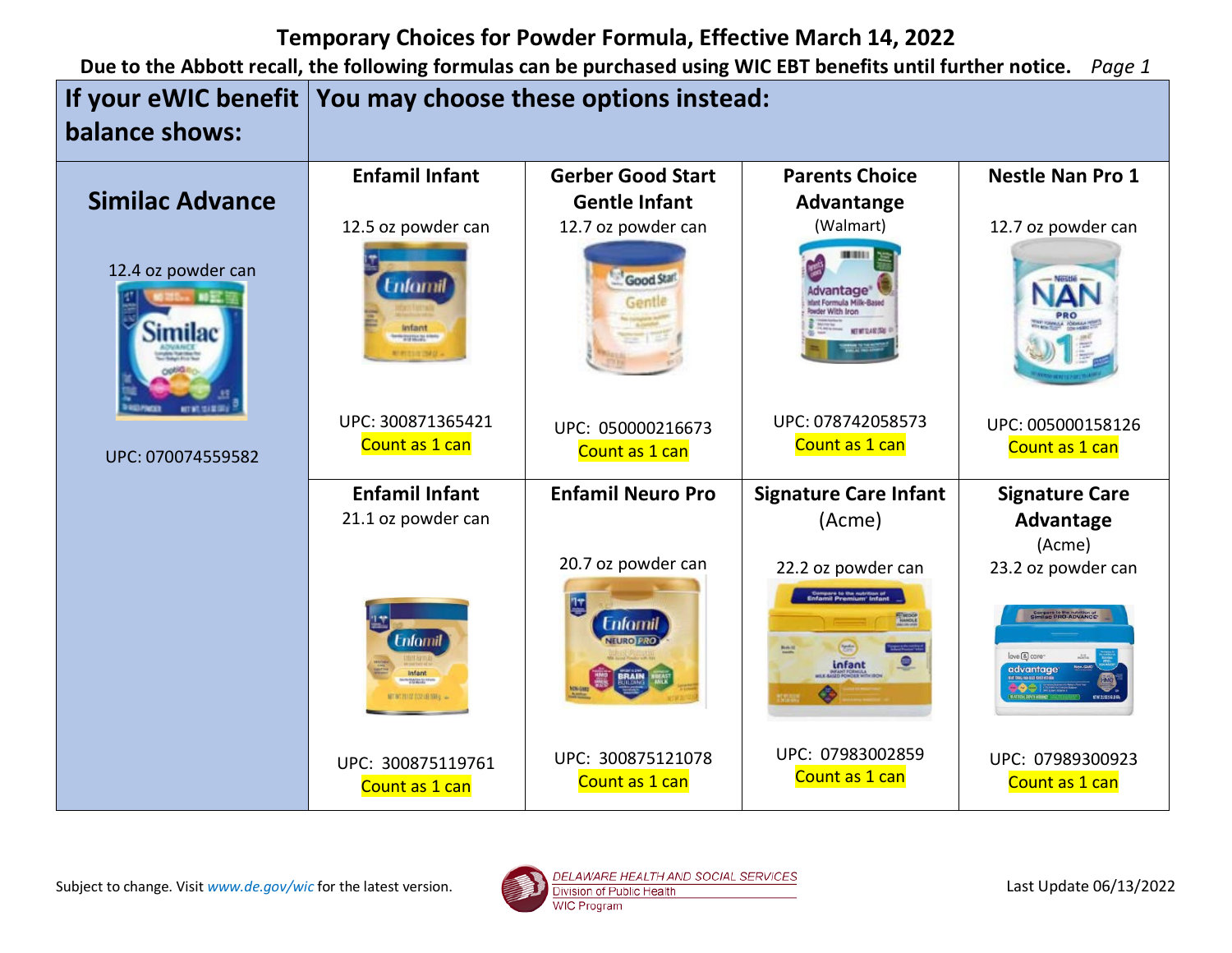# Temporary Choices for Powder Formula, Effective March 14, 2022

**Due to the Abbott recall, the following formulas can be purchased using WIC EBT benefits until further notice.** *Page 1*

| If your eWIC benefit balance shows: | You may choose these options instead: | | | |
|---|---|---|---|---|
| **Similac Advance**<br><br>12.4 oz powder can<br><br>UPC: 070074559582 | **Enfamil Infant**<br><br>12.5 oz powder can<br><br>UPC: 300871365421<br>Count as 1 can | **Gerber Good Start Gentle Infant**<br>12.7 oz powder can<br><br>UPC: 050000216673<br>Count as 1 can | **Parents Choice Advantange**<br>(Walmart)<br><br>UPC: 078742058573<br>Count as 1 can | **Nestle Nan Pro 1**<br><br>12.7 oz powder can<br><br>UPC: 005000158126<br>Count as 1 can |
| | **Enfamil Infant**<br>21.1 oz powder can<br><br>UPC: 300875119761<br>Count as 1 can | **Enfamil Neuro Pro**<br><br>20.7 oz powder can<br><br>UPC: 300875121078<br>Count as 1 can | **Signature Care Infant**<br>(Acme)<br><br>22.2 oz powder can<br><br>UPC: 07983002859<br>Count as 1 can | **Signature Care Advantage**<br>(Acme)<br>23.2 oz powder can<br><br>UPC: 07989300923<br>Count as 1 can |

Subject to change. Visit *www.de.gov/wic* for the latest version.

DELAWARE HEALTH AND SOCIAL SERVICES
Division of Public Health
WIC Program

Last Update 06/13/2022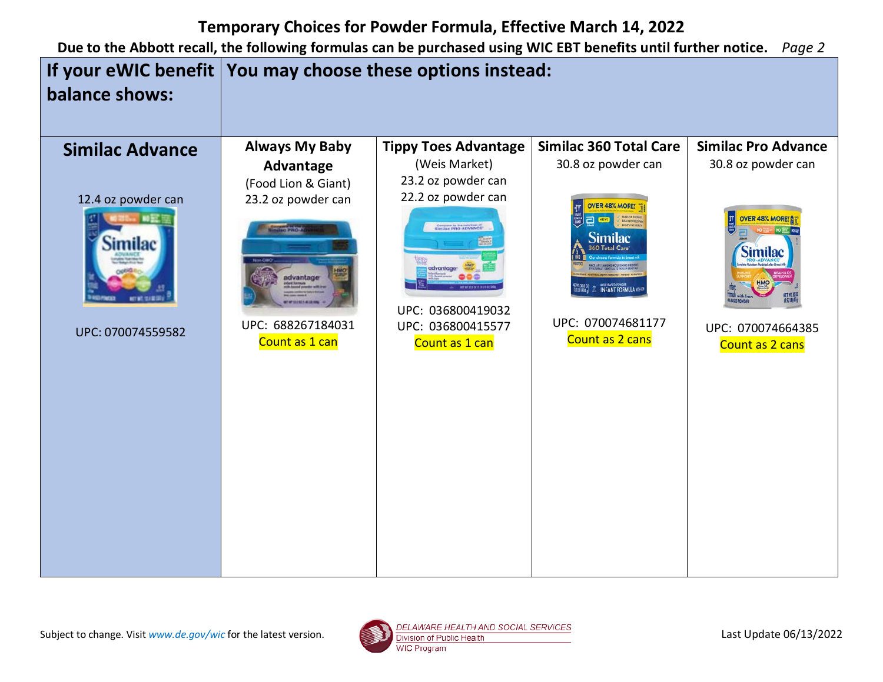# Temporary Choices for Powder Formula, Effective March 14, 2022

**Due to the Abbott recall, the following formulas can be purchased using WIC EBT benefits until further notice.** *Page 2*

| If your eWIC benefit balance shows: | You may choose these options instead: | | | |
|---|---|---|---|---|
| **Similac Advance**<br>12.4 oz powder can<br>UPC: 070074559582 | **Always My Baby Advantage**<br>(Food Lion & Giant)<br>23.2 oz powder can<br>UPC: 688267184031<br>Count as 1 can | **Tippy Toes Advantage**<br>(Weis Market)<br>23.2 oz powder can<br>22.2 oz powder can<br>UPC: 036800419032<br>UPC: 036800415577<br>Count as 1 can | **Similac 360 Total Care**<br>30.8 oz powder can<br>UPC: 070074681177<br>Count as 2 cans | **Similac Pro Advance**<br>30.8 oz powder can<br>UPC: 070074664385<br>Count as 2 cans |

Subject to change. Visit *www.de.gov/wic* for the latest version.

DELAWARE HEALTH AND SOCIAL SERVICES
Division of Public Health
WIC Program

Last Update 06/13/2022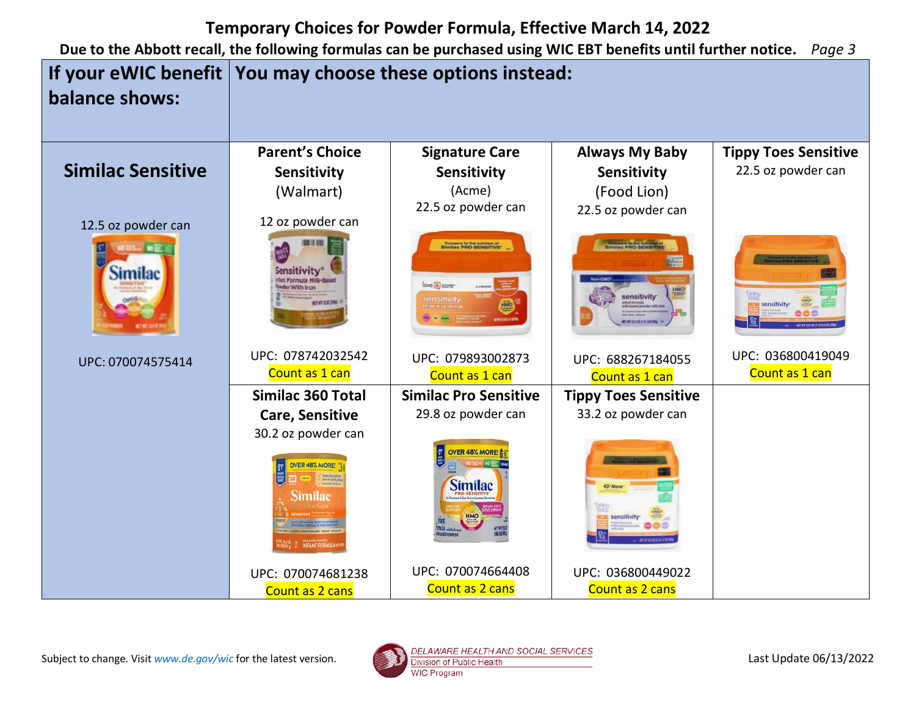# Temporary Choices for Powder Formula, Effective March 14, 2022

**Due to the Abbott recall, the following formulas can be purchased using WIC EBT benefits until further notice.** *Page 3*

| If your eWIC benefit balance shows: | You may choose these options instead: | | | |
|---|---|---|---|---|
| **Similac Sensitive**<br>12.5 oz powder can<br>UPC: 070074575414 | **Parent's Choice Sensitivity** (Walmart)<br>12 oz powder can<br>UPC: 078742032542<br>Count as 1 can | **Signature Care Sensitivity** (Acme)<br>22.5 oz powder can<br>UPC: 079893002873<br>Count as 1 can | **Always My Baby Sensitivity** (Food Lion)<br>22.5 oz powder can<br>UPC: 688267184055<br>Count as 1 can | **Tippy Toes Sensitive**<br>22.5 oz powder can<br>UPC: 036800419049<br>Count as 1 can |
| | **Similac 360 Total Care, Sensitive**<br>30.2 oz powder can<br>UPC: 070074681238<br>Count as 2 cans | **Similac Pro Sensitive**<br>29.8 oz powder can<br>UPC: 070074664408<br>Count as 2 cans | **Tippy Toes Sensitive**<br>33.2 oz powder can<br>UPC: 036800449022<br>Count as 2 cans | |

Subject to change. Visit *www.de.gov/wic* for the latest version.

DELAWARE HEALTH AND SOCIAL SERVICES
Division of Public Health
WIC Program

Last Update 06/13/2022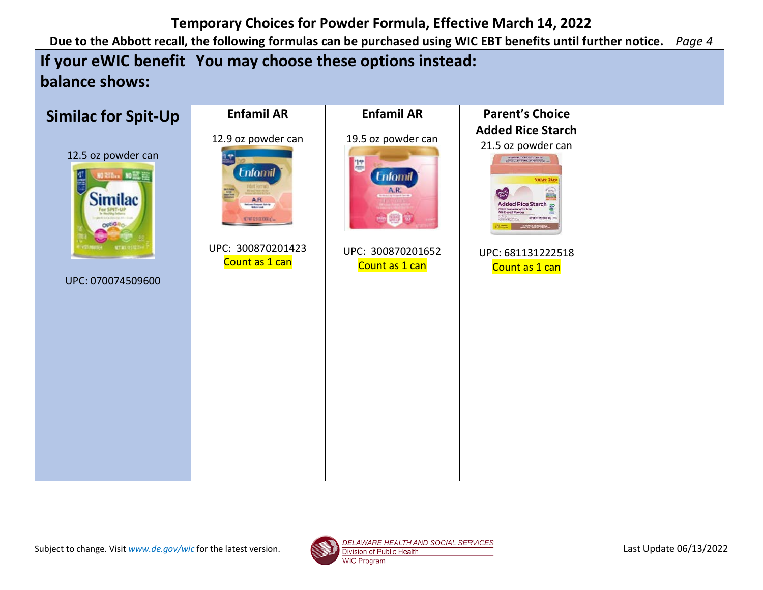# Temporary Choices for Powder Formula, Effective March 14, 2022

**Due to the Abbott recall, the following formulas can be purchased using WIC EBT benefits until further notice.**

| If your eWIC benefit balance shows: | You may choose these options instead: | | | |
|---|---|---|---|---|
| **Similac for Spit-Up**<br>12.5 oz powder can<br>UPC: 070074509600 | **Enfamil AR**<br>12.9 oz powder can<br>UPC: 300870201423<br>Count as 1 can | **Enfamil AR**<br>19.5 oz powder can<br>UPC: 300870201652<br>Count as 1 can | **Parent's Choice Added Rice Starch**<br>21.5 oz powder can<br>UPC: 681131222518<br>Count as 1 can | |

Subject to change. Visit *www.de.gov/wic* for the latest version.

DELAWARE HEALTH AND SOCIAL SERVICES
Division of Public Health
WIC Program

Last Update 06/13/2022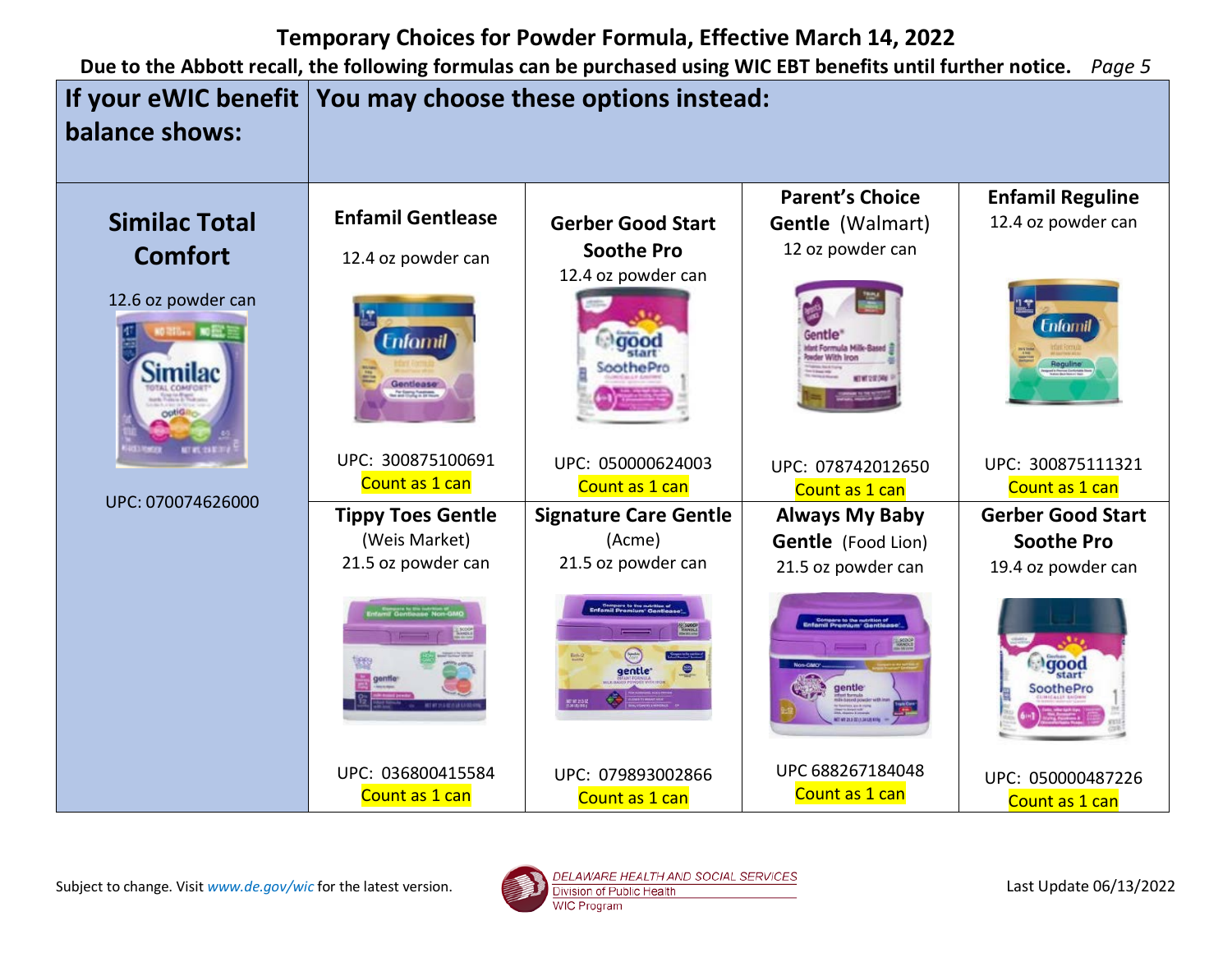# Temporary Choices for Powder Formula, Effective March 14, 2022

**Due to the Abbott recall, the following formulas can be purchased using WIC EBT benefits until further notice.** *Page 5*

| If your eWIC benefit balance shows: | You may choose these options instead: | | | |
|---|---|---|---|---|
| **Similac Total Comfort**<br>12.6 oz powder can<br>UPC: 070074626000 | **Enfamil Gentlease**<br>12.4 oz powder can<br>UPC: 300875100691<br>Count as 1 can | **Gerber Good Start Soothe Pro**<br>12.4 oz powder can<br>UPC: 050000624003<br>Count as 1 can | **Parent's Choice Gentle** (Walmart)<br>12 oz powder can<br>UPC: 078742012650<br>Count as 1 can | **Enfamil Reguline**<br>12.4 oz powder can<br>UPC: 300875111321<br>Count as 1 can |
| | **Tippy Toes Gentle** (Weis Market)<br>21.5 oz powder can<br>UPC: 036800415584<br>Count as 1 can | **Signature Care Gentle** (Acme)<br>21.5 oz powder can<br>UPC: 079893002866<br>Count as 1 can | **Always My Baby Gentle** (Food Lion)<br>21.5 oz powder can<br>UPC 688267184048<br>Count as 1 can | **Gerber Good Start Soothe Pro**<br>19.4 oz powder can<br>UPC: 050000487226<br>Count as 1 can |

Subject to change. Visit *www.de.gov/wic* for the latest version.

DELAWARE HEALTH AND SOCIAL SERVICES
Division of Public Health
WIC Program

Last Update 06/13/2022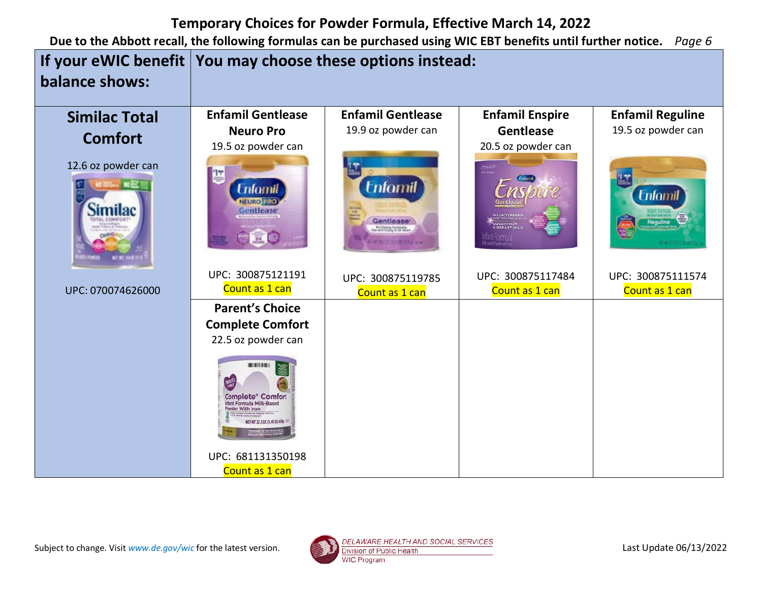# Temporary Choices for Powder Formula, Effective March 14, 2022

**Due to the Abbott recall, the following formulas can be purchased using WIC EBT benefits until further notice.** *Page 6*

| If your eWIC benefit balance shows: | You may choose these options instead: | | | |
|---|---|---|---|---|
| **Similac Total Comfort**<br>12.6 oz powder can<br>UPC: 070074626000 | **Enfamil Gentlease Neuro Pro**<br>19.5 oz powder can<br>UPC: 300875121191<br>Count as 1 can | **Enfamil Gentlease**<br>19.9 oz powder can<br>UPC: 300875119785<br>Count as 1 can | **Enfamil Enspire Gentlease**<br>20.5 oz powder can<br>UPC: 300875117484<br>Count as 1 can | **Enfamil Reguline**<br>19.5 oz powder can<br>UPC: 300875111574<br>Count as 1 can |
| | **Parent's Choice Complete Comfort**<br>22.5 oz powder can<br>UPC: 681131350198<br>Count as 1 can | | | |

Subject to change. Visit *www.de.gov/wic* for the latest version.

DELAWARE HEALTH AND SOCIAL SERVICES
Division of Public Health
WIC Program

Last Update 06/13/2022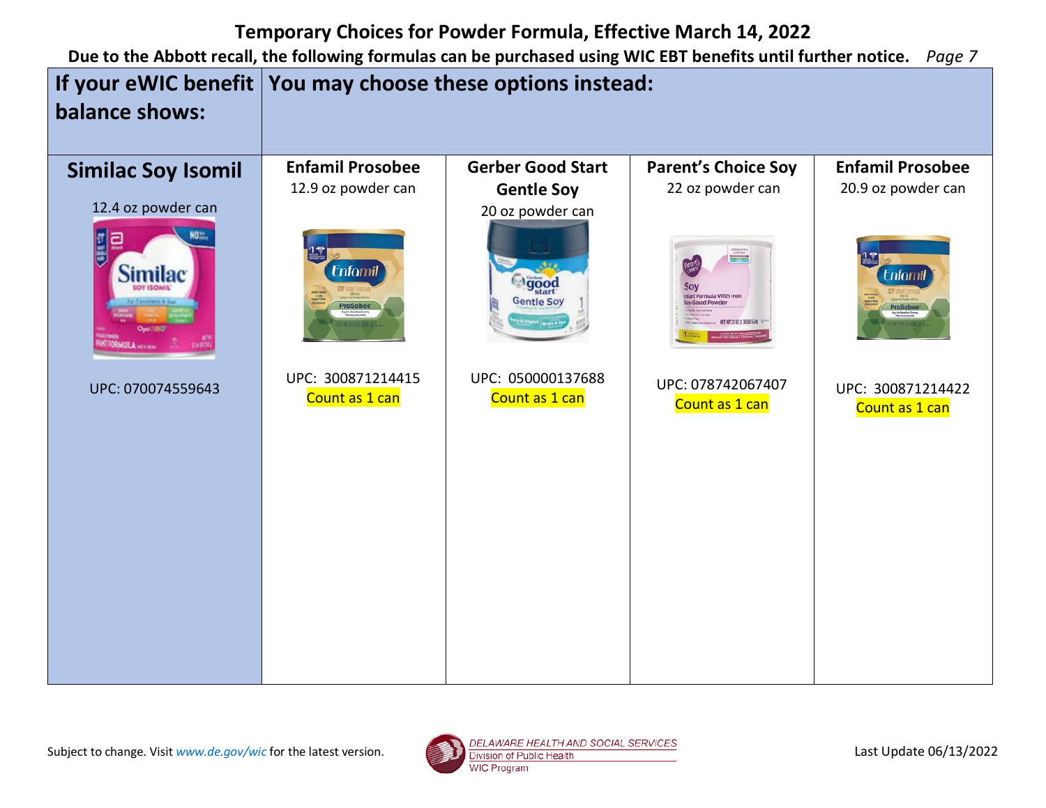# Temporary Choices for Powder Formula, Effective March 14, 2022

**Due to the Abbott recall, the following formulas can be purchased using WIC EBT benefits until further notice.** *Page 7*

| If your eWIC benefit balance shows: | You may choose these options instead: | | | |
|---|---|---|---|---|
| **Similac Soy Isomil**<br>12.4 oz powder can<br>UPC: 070074559643 | **Enfamil Prosobee**<br>12.9 oz powder can<br>UPC: 300871214415<br>Count as 1 can | **Gerber Good Start Gentle Soy**<br>20 oz powder can<br>UPC: 050000137688<br>Count as 1 can | **Parent's Choice Soy**<br>22 oz powder can<br>UPC: 078742067407<br>Count as 1 can | **Enfamil Prosobee**<br>20.9 oz powder can<br>UPC: 300871214422<br>Count as 1 can |

Subject to change. Visit *www.de.gov/wic* for the latest version.

DELAWARE HEALTH AND SOCIAL SERVICES
Division of Public Health
WIC Program

Last Update 06/13/2022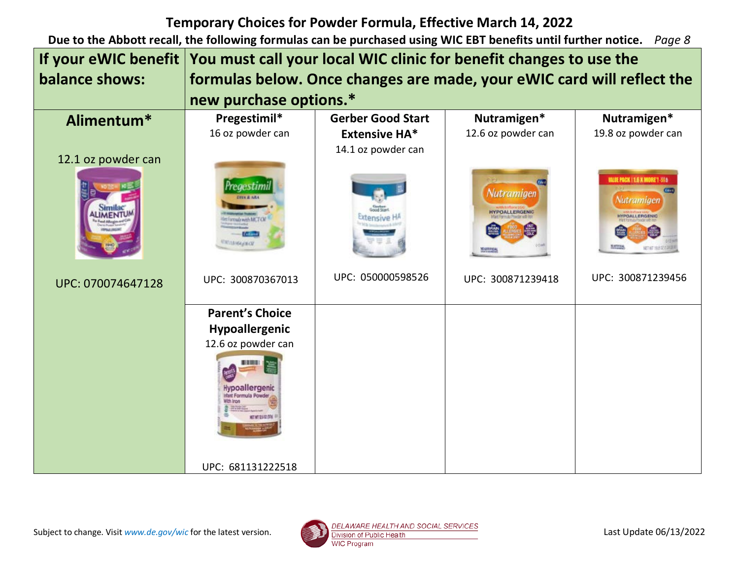# Temporary Choices for Powder Formula, Effective March 14, 2022

**Due to the Abbott recall, the following formulas can be purchased using WIC EBT benefits until further notice.**

| If your eWIC benefit balance shows: | You must call your local WIC clinic for benefit changes to use the formulas below. Once changes are made, your eWIC card will reflect the new purchase options.* | | | |
|---|---|---|---|---|
| **Alimentum*** 12.1 oz powder can UPC: 070074647128 | **Pregestimil*** 16 oz powder can UPC: 300870367013 | **Gerber Good Start Extensive HA*** 14.1 oz powder can UPC: 050000598526 | **Nutramigen*** 12.6 oz powder can UPC: 300871239418 | **Nutramigen*** 19.8 oz powder can UPC: 300871239456 |
| | **Parent's Choice Hypoallergenic** 12.6 oz powder can UPC: 681131222518 | | | |

Subject to change. Visit *www.de.gov/wic* for the latest version.

DELAWARE HEALTH AND SOCIAL SERVICES
Division of Public Health
WIC Program

Last Update 06/13/2022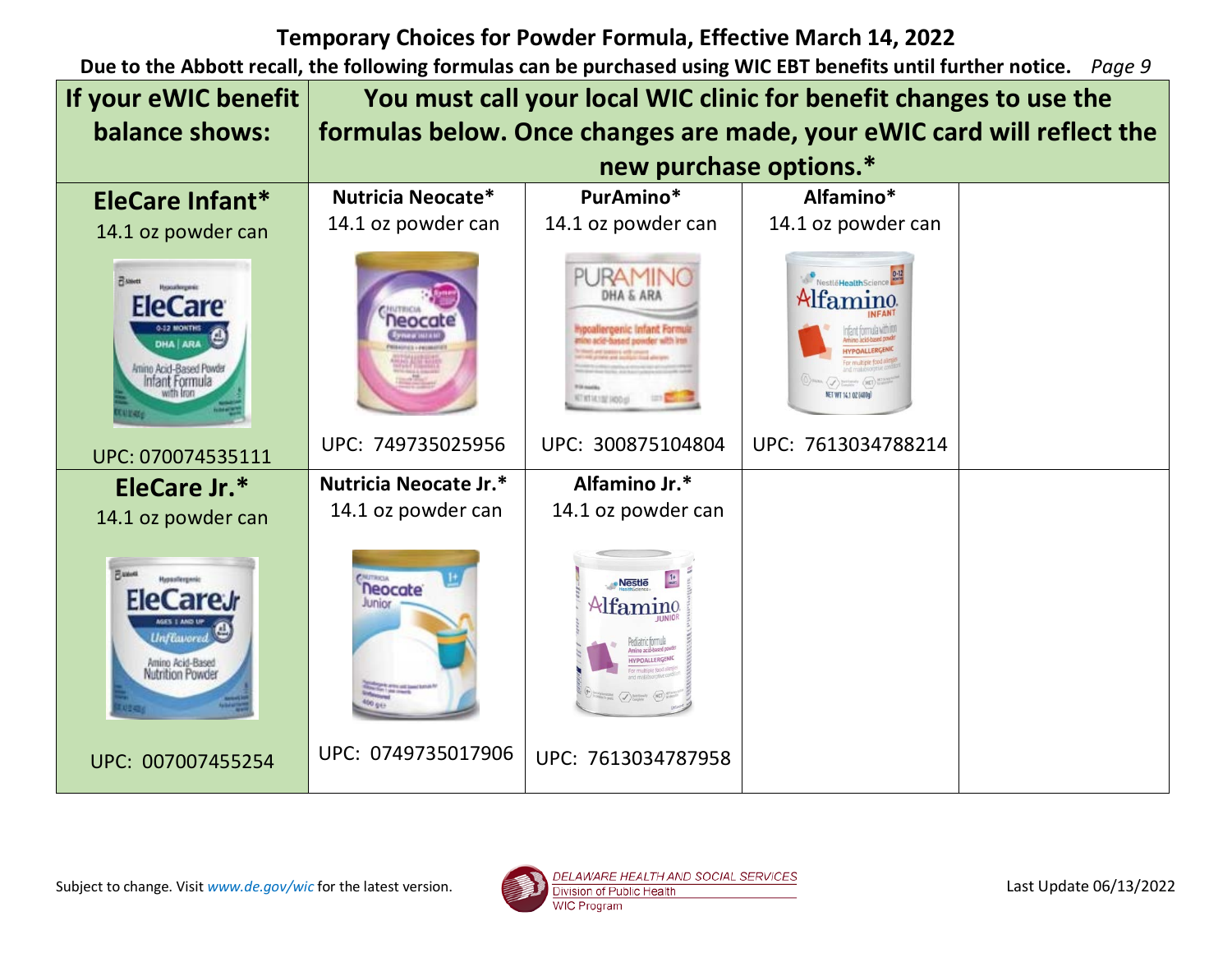# Temporary Choices for Powder Formula, Effective March 14, 2022

**Due to the Abbott recall, the following formulas can be purchased using WIC EBT benefits until further notice.** *Page 9*

| If your eWIC benefit balance shows: | You must call your local WIC clinic for benefit changes to use the formulas below. Once changes are made, your eWIC card will reflect the new purchase options.* | | | |
|---|---|---|---|---|
| **EleCare Infant*** 14.1 oz powder can UPC: 070074535111 | **Nutricia Neocate*** 14.1 oz powder can UPC: 749735025956 | **PurAmino*** 14.1 oz powder can UPC: 300875104804 | **Alfamino*** 14.1 oz powder can UPC: 7613034788214 | |
| **EleCare Jr.*** 14.1 oz powder can UPC: 007007455254 | **Nutricia Neocate Jr.*** 14.1 oz powder can UPC: 0749735017906 | **Alfamino Jr.*** 14.1 oz powder can UPC: 7613034787958 | | |

Subject to change. Visit *www.de.gov/wic* for the latest version.

DELAWARE HEALTH AND SOCIAL SERVICES
Division of Public Health
WIC Program

Last Update 06/13/2022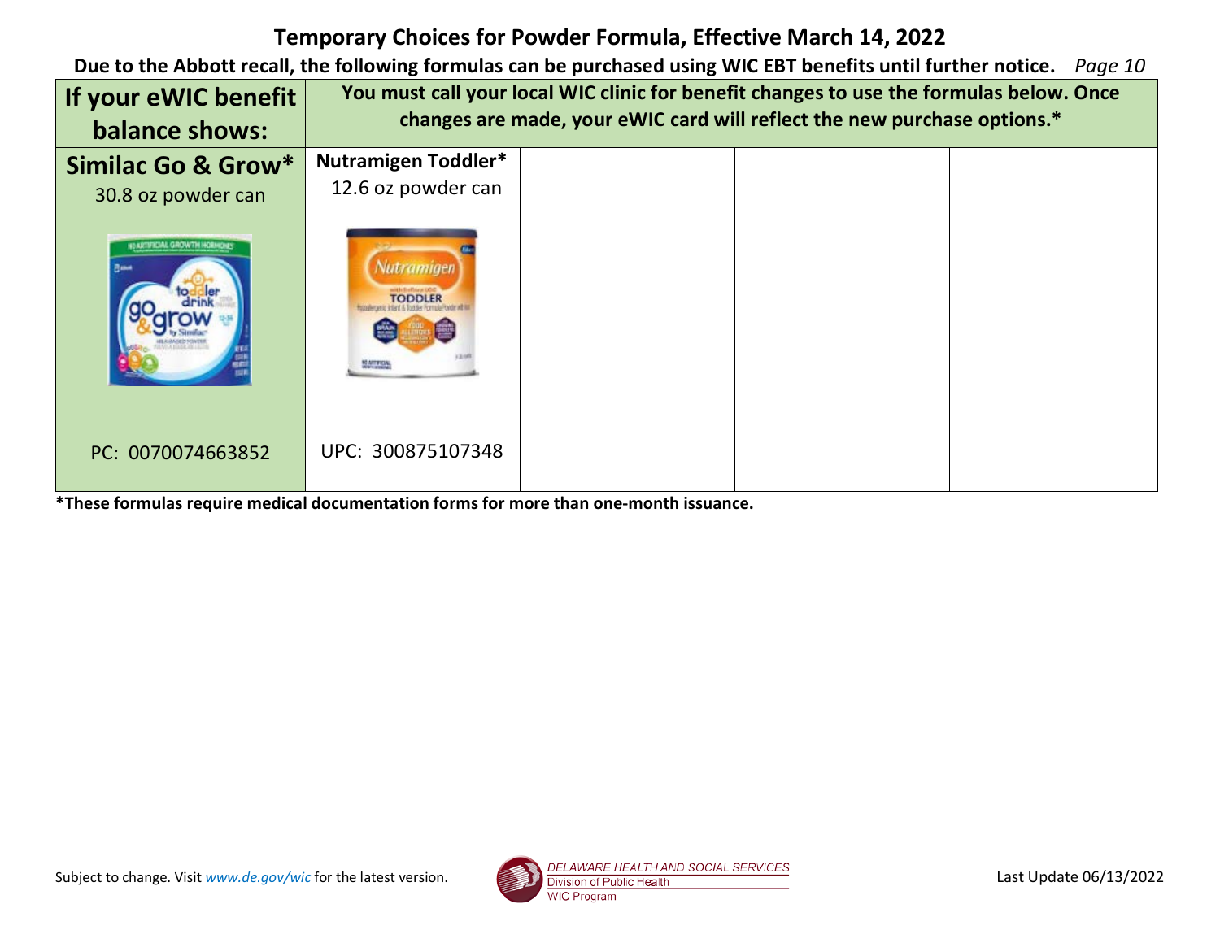# Temporary Choices for Powder Formula, Effective March 14, 2022

**Due to the Abbott recall, the following formulas can be purchased using WIC EBT benefits until further notice.**

| If your eWIC benefit balance shows: | You must call your local WIC clinic for benefit changes to use the formulas below. Once changes are made, your eWIC card will reflect the new purchase options.* | | | |
|---|---|---|---|---|
| **Similac Go & Grow*** 30.8 oz powder can PC: 0070074663852 | **Nutramigen Toddler*** 12.6 oz powder can UPC: 300875107348 | | | |

**\*These formulas require medical documentation forms for more than one-month issuance.**

Subject to change. Visit *www.de.gov/wic* for the latest version.

DELAWARE HEALTH AND SOCIAL SERVICES
Division of Public Health
WIC Program

Last Update 06/13/2022